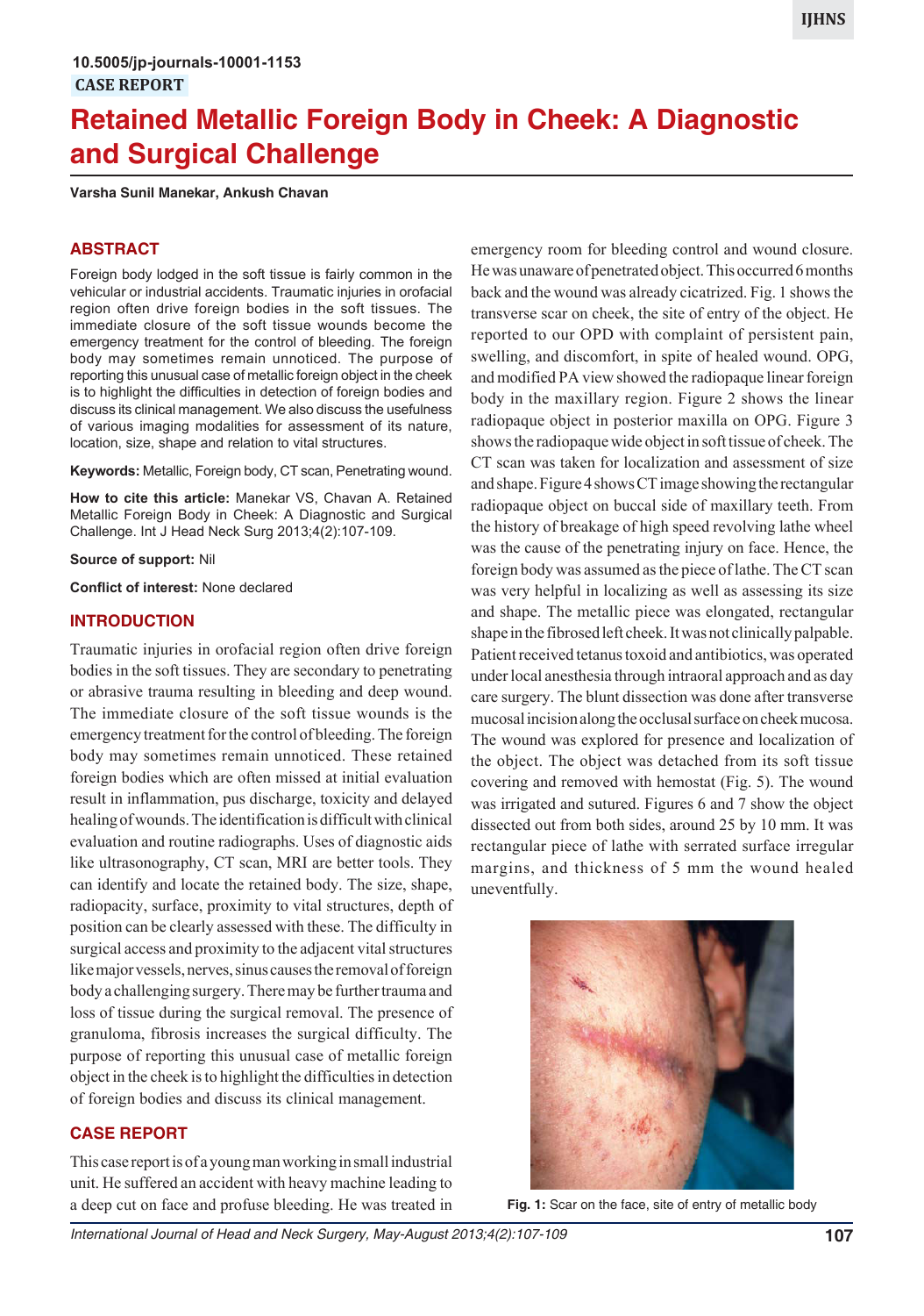10.5005/jp-journals-10001-1153

CASE REPORT

# Retained Metallic Foreign Body in Cheek: A Diagnostic and Surgical Challenge

**Varsha Sunil Manekar, Ankush Chavan**

## ABSTRACT

Foreign body lodged in the soft tissue is fairly common in the vehicular or industrial accidents. Traumatic injuries in orofacial region often drive foreign bodies in the soft tissues. The immediate closure of the soft tissue wounds become the emergency treatment for the control of bleeding. The foreign body may sometimes remain unnoticed. The purpose of reporting this unusual case of metallic foreign object in the cheek is to highlight the difficulties in detection of foreign bodies and discuss its clinical management. We also discuss the usefulness of various imaging modalities for assessment of its nature, location, size, shape and relation to vital structures.

**Keywords:** Metallic, Foreign body, CT scan, Penetrating wound.

**How to cite this article:** Manekar VS, Chavan A. Retained Metallic Foreign Body in Cheek: A Diagnostic and Surgical Challenge. Int J Head Neck Surg 2013;4(2):107-109.

**Source of support:** Nil

**Conflict of interest:** None declared

## INTRODUCTION

Traumatic injuries in orofacial region often drive foreign bodies in the soft tissues. They are secondary to penetrating or abrasive trauma resulting in bleeding and deep wound. The immediate closure of the soft tissue wounds is the emergency treatment for the control of bleeding. The foreign body may sometimes remain unnoticed. These retained foreign bodies which are often missed at initial evaluation result in inflammation, pus discharge, toxicity and delayed healing of wounds. The identification is difficult with clinical evaluation and routine radiographs. Uses of diagnostic aids like ultrasonography, CT scan, MRI are better tools. They can identify and locate the retained body. The size, shape, radiopacity, surface, proximity to vital structures, depth of position can be clearly assessed with these. The difficulty in surgical access and proximity to the adjacent vital structures like major vessels, nerves, sinus causes the removal of foreign body a challenging surgery. There may be further trauma and loss of tissue during the surgical removal. The presence of granuloma, fibrosis increases the surgical difficulty. The purpose of reporting this unusual case of metallic foreign object in the cheek is to highlight the difficulties in detection of foreign bodies and discuss its clinical management.

## CASE REPORT

This case report is of a young man working in small industrial unit. He suffered an accident with heavy machine leading to a deep cut on face and profuse bleeding. He was treated in emergency room for bleeding control and wound closure. He was unaware of penetrated object. This occurred 6 months back and the wound was already cicatrized. Fig. 1 shows the transverse scar on cheek, the site of entry of the object. He reported to our OPD with complaint of persistent pain, swelling, and discomfort, in spite of healed wound. OPG, and modified PA view showed the radiopaque linear foreign body in the maxillary region. Figure 2 shows the linear radiopaque object in posterior maxilla on OPG. Figure 3 shows the radiopaque wide object in soft tissue of cheek. The CT scan was taken for localization and assessment of size and shape. Figure 4 shows CT image showing the rectangular radiopaque object on buccal side of maxillary teeth. From the history of breakage of high speed revolving lathe wheel was the cause of the penetrating injury on face. Hence, the foreign body was assumed as the piece of lathe. The CT scan was very helpful in localizing as well as assessing its size and shape. The metallic piece was elongated, rectangular shape in the fibrosed left cheek. It was not clinically palpable. Patient received tetanus toxoid and antibiotics, was operated under local anesthesia through intraoral approach and as day care surgery. The blunt dissection was done after transverse mucosal incision along the occlusal surface on cheek mucosa. The wound was explored for presence and localization of the object. The object was detached from its soft tissue covering and removed with hemostat (Fig. 5). The wound was irrigated and sutured. Figures 6 and 7 show the object dissected out from both sides, around 25 by 10 mm. It was rectangular piece of lathe with serrated surface irregular margins, and thickness of 5 mm the wound healed uneventfully.

**Fig. 1:** Scar on the face, site of entry of metallic body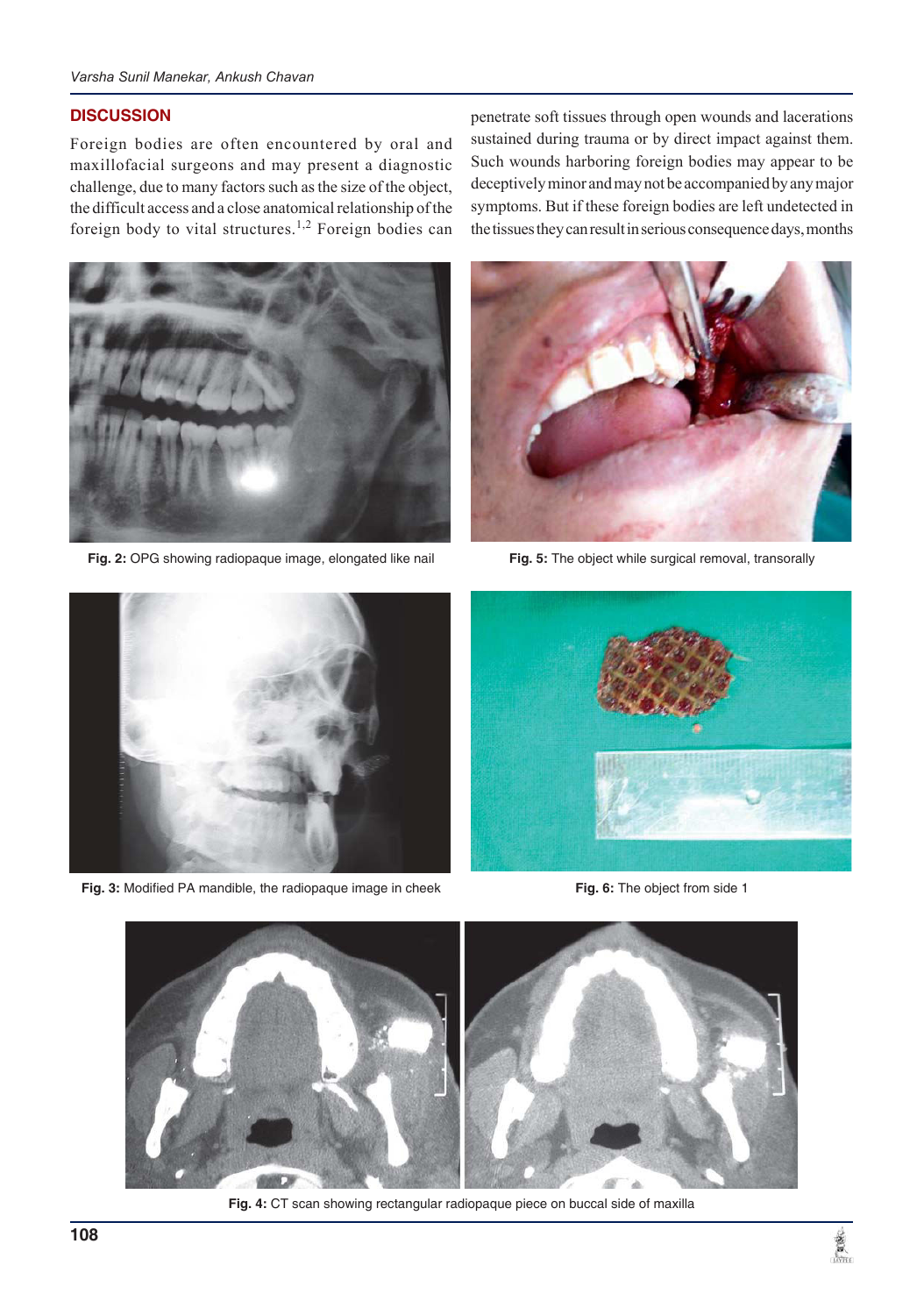## DISCUSSION

Foreign bodies are often encountered by oral and maxillofacial surgeons and may present a diagnostic challenge, due to many factors such as the size of the object, the difficult access and a close anatomical relationship of the foreign body to vital structures.[1,2] Foreign bodies can penetrate soft tissues through open wounds and lacerations sustained during trauma or by direct impact against them. Such wounds harboring foreign bodies may appear to be deceptively minor and may not be accompanied by any major symptoms. But if these foreign bodies are left undetected in the tissues they can result in serious consequence days, months

**Fig. 2:** OPG showing radiopaque image, elongated like nail

**Fig. 5:** The object while surgical removal, transorally

**Fig. 3:** Modified PA mandible, the radiopaque image in cheek

**Fig. 6:** The object from side 1

**Fig. 4:** CT scan showing rectangular radiopaque piece on buccal side of maxilla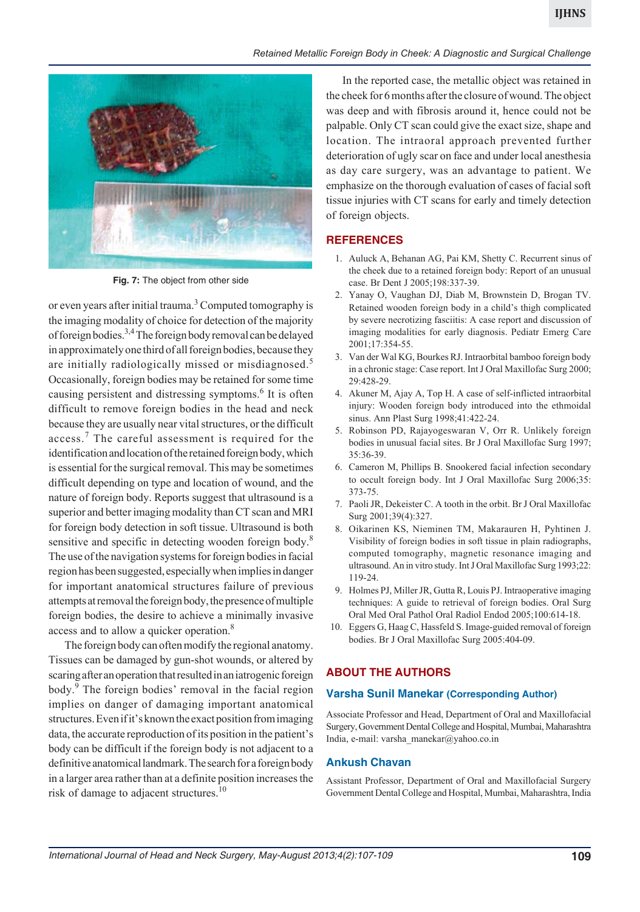Fig. 7: The object from other side

or even years after initial trauma.[3] Computed tomography is the imaging modality of choice for detection of the majority of foreign bodies.[3,4] The foreign body removal can be delayed in approximately one third of all foreign bodies, because they are initially radiologically missed or misdiagnosed.[5] Occasionally, foreign bodies may be retained for some time causing persistent and distressing symptoms.[6] It is often difficult to remove foreign bodies in the head and neck because they are usually near vital structures, or the difficult access.[7] The careful assessment is required for the identification and location of the retained foreign body, which is essential for the surgical removal. This may be sometimes difficult depending on type and location of wound, and the nature of foreign body. Reports suggest that ultrasound is a superior and better imaging modality than CT scan and MRI for foreign body detection in soft tissue. Ultrasound is both sensitive and specific in detecting wooden foreign body.[8] The use of the navigation systems for foreign bodies in facial region has been suggested, especially when implies in danger for important anatomical structures failure of previous attempts at removal the foreign body, the presence of multiple foreign bodies, the desire to achieve a minimally invasive access and to allow a quicker operation.[8]

The foreign body can often modify the regional anatomy. Tissues can be damaged by gun-shot wounds, or altered by scaring after an operation that resulted in an iatrogenic foreign body.[9] The foreign bodies' removal in the facial region implies on danger of damaging important anatomical structures. Even if it's known the exact position from imaging data, the accurate reproduction of its position in the patient's body can be difficult if the foreign body is not adjacent to a definitive anatomical landmark. The search for a foreign body in a larger area rather than at a definite position increases the risk of damage to adjacent structures.[10]

In the reported case, the metallic object was retained in the cheek for 6 months after the closure of wound. The object was deep and with fibrosis around it, hence could not be palpable. Only CT scan could give the exact size, shape and location. The intraoral approach prevented further deterioration of ugly scar on face and under local anesthesia as day care surgery, was an advantage to patient. We emphasize on the thorough evaluation of cases of facial soft tissue injuries with CT scans for early and timely detection of foreign objects.

## REFERENCES

1. Auluck A, Behanan AG, Pai KM, Shetty C. Recurrent sinus of the cheek due to a retained foreign body: Report of an unusual case. Br Dent J 2005;198:337-39.
2. Yanay O, Vaughan DJ, Diab M, Brownstein D, Brogan TV. Retained wooden foreign body in a child's thigh complicated by severe necrotizing fasciitis: A case report and discussion of imaging modalities for early diagnosis. Pediatr Emerg Care 2001;17:354-55.
3. Van der Wal KG, Bourkes RJ. Intraorbital bamboo foreign body in a chronic stage: Case report. Int J Oral Maxillofac Surg 2000; 29:428-29.
4. Akuner M, Ajay A, Top H. A case of self-inflicted intraorbital injury: Wooden foreign body introduced into the ethmoidal sinus. Ann Plast Surg 1998;41:422-24.
5. Robinson PD, Rajayogeswaran V, Orr R. Unlikely foreign bodies in unusual facial sites. Br J Oral Maxillofac Surg 1997; 35:36-39.
6. Cameron M, Phillips B. Snookered facial infection secondary to occult foreign body. Int J Oral Maxillofac Surg 2006;35: 373-75.
7. Paoli JR, Dekeister C. A tooth in the orbit. Br J Oral Maxillofac Surg 2001;39(4):327.
8. Oikarinen KS, Nieminen TM, Makarauren H, Pyhtinen J. Visibility of foreign bodies in soft tissue in plain radiographs, computed tomography, magnetic resonance imaging and ultrasound. An in vitro study. Int J Oral Maxillofac Surg 1993;22: 119-24.
9. Holmes PJ, Miller JR, Gutta R, Louis PJ. Intraoperative imaging techniques: A guide to retrieval of foreign bodies. Oral Surg Oral Med Oral Pathol Oral Radiol Endod 2005;100:614-18.
10. Eggers G, Haag C, Hassfeld S. Image-guided removal of foreign bodies. Br J Oral Maxillofac Surg 2005:404-09.

## ABOUT THE AUTHORS

### Varsha Sunil Manekar (Corresponding Author)

Associate Professor and Head, Department of Oral and Maxillofacial Surgery, Government Dental College and Hospital, Mumbai, Maharashtra India, e-mail: varsha_manekar@yahoo.co.in

### Ankush Chavan

Assistant Professor, Department of Oral and Maxillofacial Surgery Government Dental College and Hospital, Mumbai, Maharashtra, India